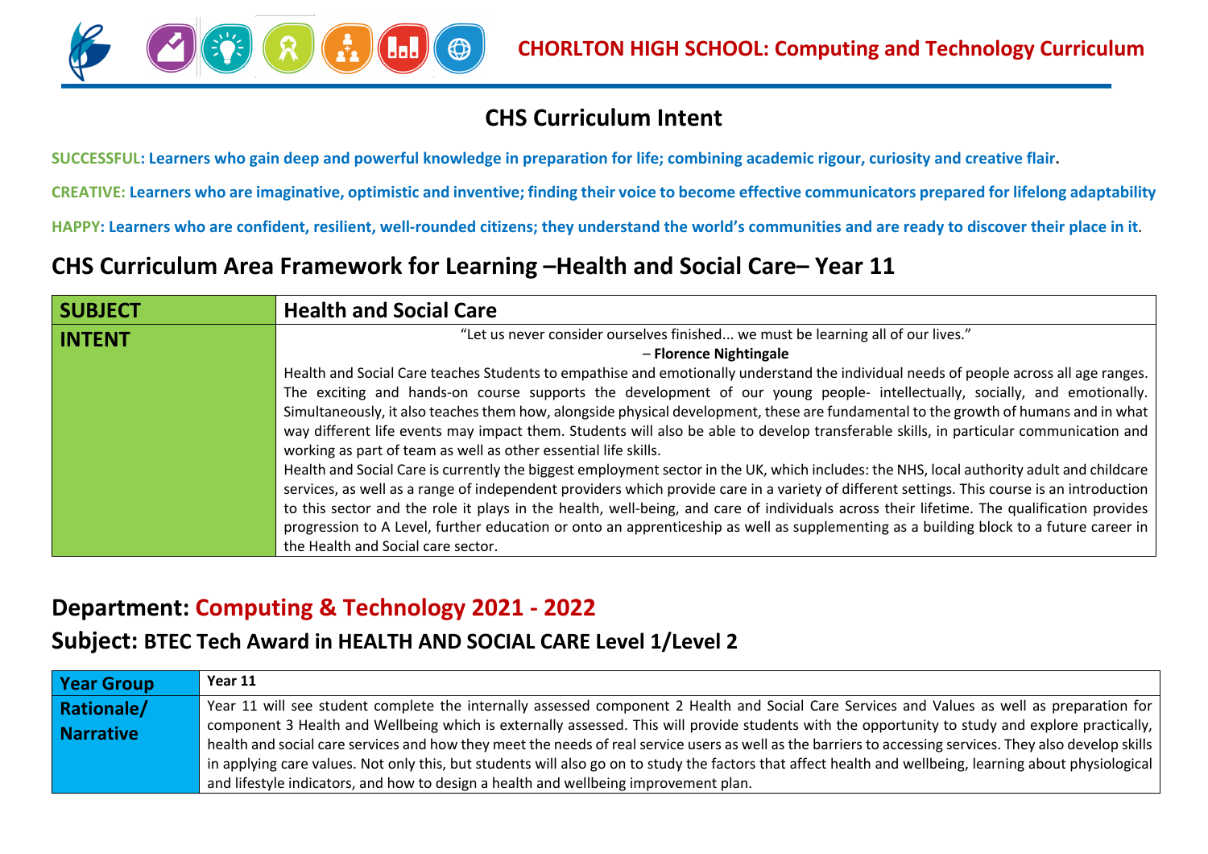# CHORLTON HIGH SCHOOL: Computing and Technology Curriculum

## CHS Curriculum Intent

**SUCCESSFUL: Learners who gain deep and powerful knowledge in preparation for life; combining academic rigour, curiosity and creative flair.**

**CREATIVE: Learners who are imaginative, optimistic and inventive; finding their voice to become effective communicators prepared for lifelong adaptability**

**HAPPY: Learners who are confident, resilient, well-rounded citizens; they understand the world's communities and are ready to discover their place in it.**

## CHS Curriculum Area Framework for Learning –Health and Social Care– Year 11

| **SUBJECT** | **Health and Social Care** |
|---|---|
| **INTENT** | "Let us never consider ourselves finished... we must be learning all of our lives." – **Florence Nightingale**<br>Health and Social Care teaches Students to empathise and emotionally understand the individual needs of people across all age ranges. The exciting and hands-on course supports the development of our young people- intellectually, socially, and emotionally. Simultaneously, it also teaches them how, alongside physical development, these are fundamental to the growth of humans and in what way different life events may impact them. Students will also be able to develop transferable skills, in particular communication and working as part of team as well as other essential life skills.<br>Health and Social Care is currently the biggest employment sector in the UK, which includes: the NHS, local authority adult and childcare services, as well as a range of independent providers which provide care in a variety of different settings. This course is an introduction to this sector and the role it plays in the health, well-being, and care of individuals across their lifetime. The qualification provides progression to A Level, further education or onto an apprenticeship as well as supplementing as a building block to a future career in the Health and Social care sector. |

## Department: Computing & Technology 2021 - 2022

### Subject: BTEC Tech Award in HEALTH AND SOCIAL CARE Level 1/Level 2

| **Year Group** | **Year 11** |
|---|---|
| **Rationale/ Narrative** | Year 11 will see student complete the internally assessed component 2 Health and Social Care Services and Values as well as preparation for component 3 Health and Wellbeing which is externally assessed. This will provide students with the opportunity to study and explore practically, health and social care services and how they meet the needs of real service users as well as the barriers to accessing services. They also develop skills in applying care values. Not only this, but students will also go on to study the factors that affect health and wellbeing, learning about physiological and lifestyle indicators, and how to design a health and wellbeing improvement plan. |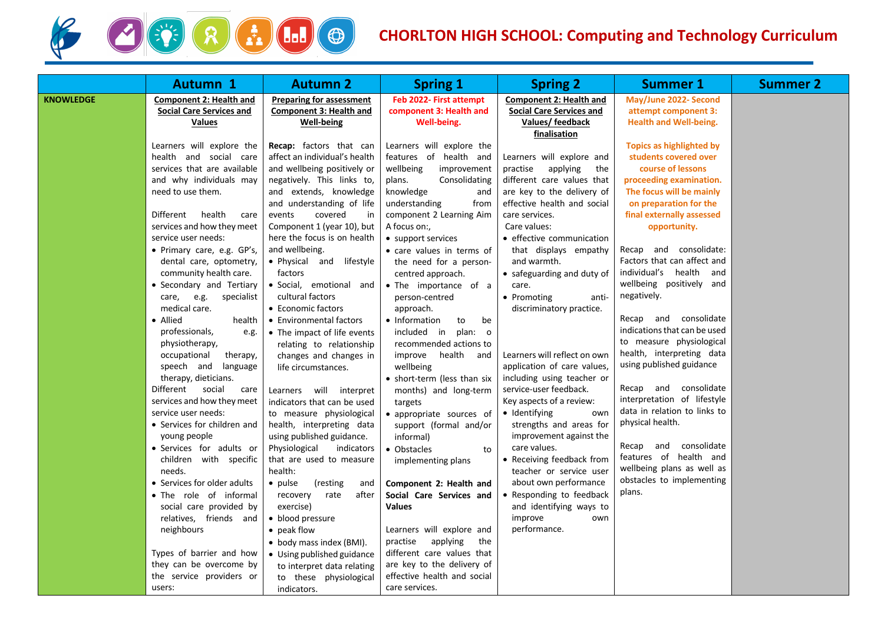# CHORLTON HIGH SCHOOL: Computing and Technology Curriculum

| | Autumn 1 | Autumn 2 | Spring 1 | Spring 2 | Summer 1 | Summer 2 |
|---|---|---|---|---|---|---|
| **KNOWLEDGE** | **Component 2: Health and Social Care Services and Values**<br><br>Learners will explore the health and social care services that are available and why individuals may need to use them.<br><br>Different health care services and how they meet service user needs:<br>• Primary care, e.g. GP's, dental care, optometry, community health care.<br>• Secondary and Tertiary care, e.g. specialist medical care.<br>• Allied health professionals, e.g. physiotherapy, occupational therapy, speech and language therapy, dieticians.<br>Different social care services and how they meet service user needs:<br>• Services for children and young people<br>• Services for adults or children with specific needs.<br>• Services for older adults<br>• The role of informal social care provided by relatives, friends and neighbours<br><br>Types of barrier and how they can be overcome by the service providers or users: | **Preparing for assessment Component 3: Health and Well-being**<br><br>**Recap:** factors that can affect an individual's health and wellbeing positively or negatively. This links to, and extends, knowledge and understanding of life events covered in Component 1 (year 10), but here the focus is on health and wellbeing.<br>• Physical and lifestyle factors<br>• Social, emotional and cultural factors<br>• Economic factors<br>• Environmental factors<br>• The impact of life events relating to relationship changes and changes in life circumstances.<br><br>Learners will interpret indicators that can be used to measure physiological health, interpreting data using published guidance.<br>Physiological indicators that are used to measure health:<br>• pulse (resting and recovery rate after exercise)<br>• blood pressure<br>• peak flow<br>• body mass index (BMI).<br>• Using published guidance to interpret data relating to these physiological indicators. | **Feb 2022- First attempt component 3: Health and Well-being.**<br><br>Learners will explore the features of health and wellbeing improvement plans. Consolidating knowledge and understanding from component 2 Learning Aim A focus on:,<br>• support services<br>• care values in terms of the need for a person-centred approach.<br>• The importance of a person-centred approach.<br>• Information to be included in plan: o recommended actions to improve health and wellbeing<br>• short-term (less than six months) and long-term targets<br>• appropriate sources of support (formal and/or informal)<br>• Obstacles to implementing plans<br><br>**Component 2: Health and Social Care Services and Values**<br><br>Learners will explore and practise applying the different care values that are key to the delivery of effective health and social care services. | **Component 2: Health and Social Care Services and Values/ feedback finalisation**<br><br>Learners will explore and practise applying the different care values that are key to the delivery of effective health and social care services.<br>Care values:<br>• effective communication that displays empathy and warmth.<br>• safeguarding and duty of care.<br>• Promoting anti-discriminatory practice.<br><br>Learners will reflect on own application of care values, including using teacher or service-user feedback.<br>Key aspects of a review:<br>• Identifying own strengths and areas for improvement against the care values.<br>• Receiving feedback from teacher or service user about own performance<br>• Responding to feedback and identifying ways to improve own performance. | **May/June 2022- Second attempt component 3: Health and Well-being.**<br><br>**Topics as highlighted by students covered over course of lessons proceeding examination. The focus will be mainly on preparation for the final externally assessed opportunity.**<br><br>Recap and consolidate: Factors that can affect and individual's health and wellbeing positively and negatively.<br><br>Recap and consolidate indications that can be used to measure physiological health, interpreting data using published guidance<br><br>Recap and consolidate interpretation of lifestyle data in relation to links to physical health.<br><br>Recap and consolidate features of health and wellbeing plans as well as obstacles to implementing plans. | |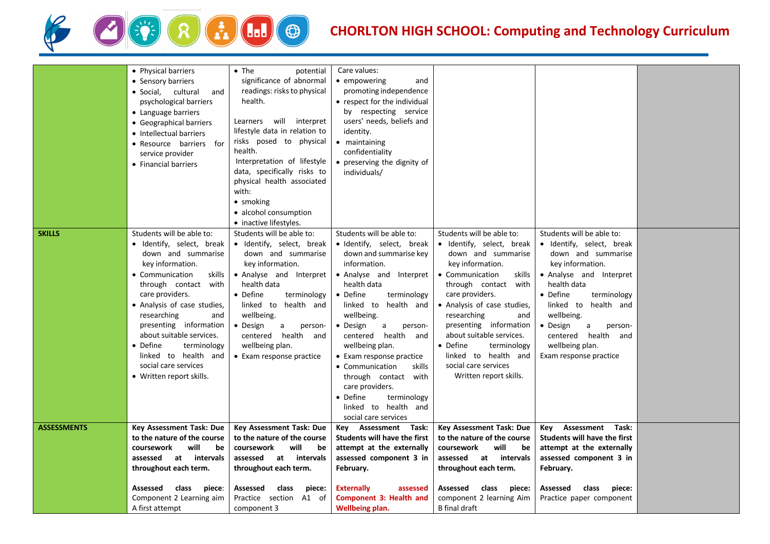# CHORLTON HIGH SCHOOL: Computing and Technology Curriculum

| | | | | | | |
|---|---|---|---|---|---|---|
| | • Physical barriers<br>• Sensory barriers<br>• Social, cultural and psychological barriers<br>• Language barriers<br>• Geographical barriers<br>• Intellectual barriers<br>• Resource barriers for service provider<br>• Financial barriers | • The potential significance of abnormal readings: risks to physical health.<br><br>Learners will interpret lifestyle data in relation to risks posed to physical health.<br>Interpretation of lifestyle data, specifically risks to physical health associated with:<br>• smoking<br>• alcohol consumption<br>• inactive lifestyles. | Care values:<br>• empowering and promoting independence<br>• respect for the individual by respecting service users' needs, beliefs and identity.<br>• maintaining confidentiality<br>• preserving the dignity of individuals/ | | | |
| **SKILLS** | Students will be able to:<br>• Identify, select, break down and summarise key information.<br>• Communication skills through contact with care providers.<br>• Analysis of case studies, researching and presenting information about suitable services.<br>• Define terminology linked to health and social care services<br>• Written report skills. | Students will be able to:<br>• Identify, select, break down and summarise key information.<br>• Analyse and Interpret health data<br>• Define terminology linked to health and wellbeing.<br>• Design a person-centered health and wellbeing plan.<br>• Exam response practice | Students will be able to:<br>• Identify, select, break down and summarise key information.<br>• Analyse and Interpret health data<br>• Define terminology linked to health and wellbeing.<br>• Design a person-centered health and wellbeing plan.<br>• Exam response practice<br>• Communication skills through contact with care providers.<br>• Define terminology linked to health and social care services | Students will be able to:<br>• Identify, select, break down and summarise key information.<br>• Communication skills through contact with care providers.<br>• Analysis of case studies, researching and presenting information about suitable services.<br>• Define terminology linked to health and social care services<br>Written report skills. | Students will be able to:<br>• Identify, select, break down and summarise key information.<br>• Analyse and Interpret health data<br>• Define terminology linked to health and wellbeing.<br>• Design a person-centered health and wellbeing plan.<br>Exam response practice | |
| **ASSESSMENTS** | **Key Assessment Task: Due to the nature of the course coursework will be assessed at intervals throughout each term.**<br><br>**Assessed class piece**: Component 2 Learning aim A first attempt | **Key Assessment Task: Due to the nature of the course coursework will be assessed at intervals throughout each term.**<br><br>**Assessed class piece:** Practice section A1 of component 3 | **Key Assessment Task: Students will have the first attempt at the externally assessed component 3 in February.**<br><br>**Externally assessed Component 3: Health and Wellbeing plan.** | **Key Assessment Task: Due to the nature of the course coursework will be assessed at intervals throughout each term.**<br><br>**Assessed class piece:** component 2 learning Aim B final draft | **Key Assessment Task: Students will have the first attempt at the externally assessed component 3 in February.**<br><br>**Assessed class piece:** Practice paper component | |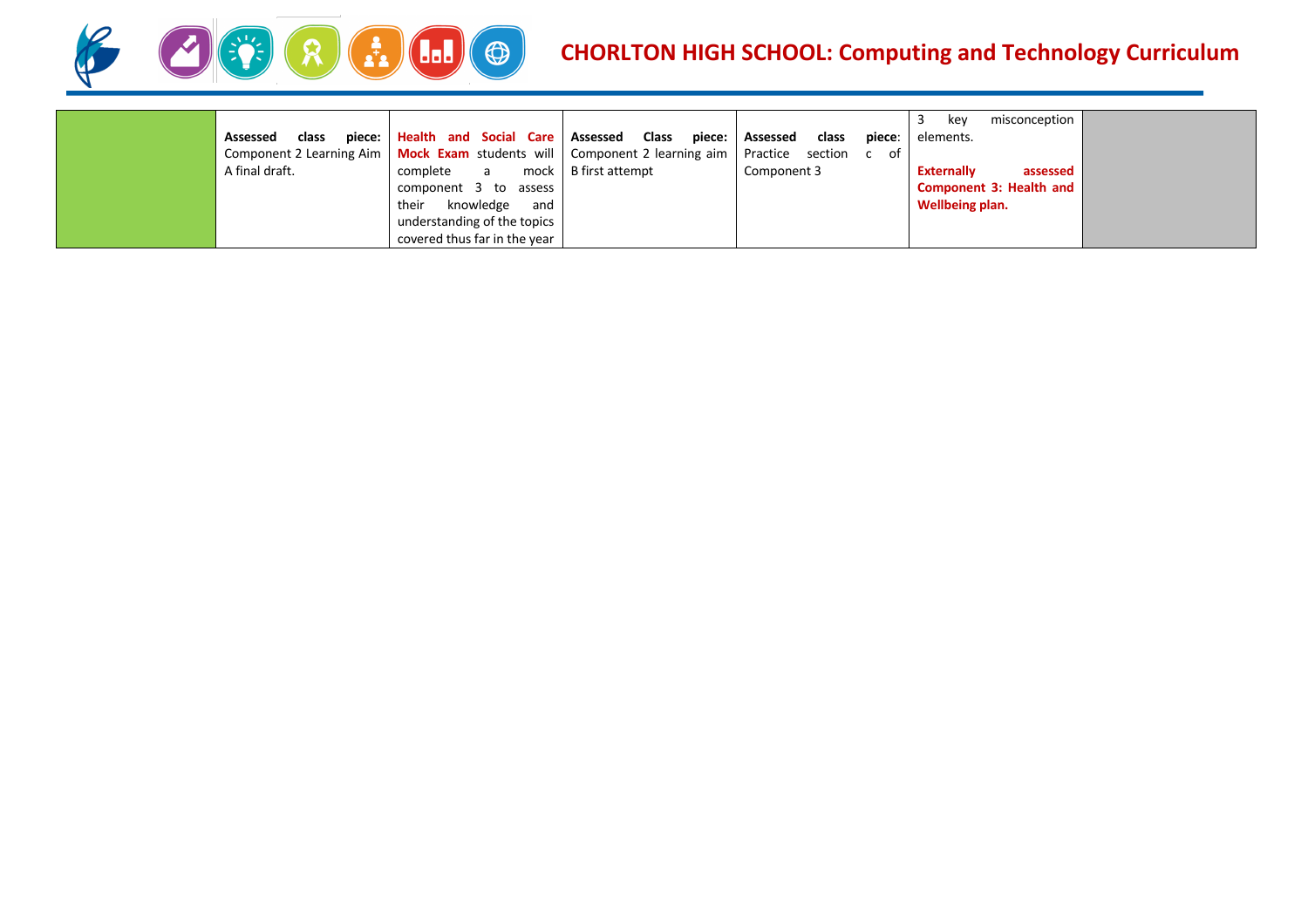# CHORLTON HIGH SCHOOL: Computing and Technology Curriculum

| | | | | | | |
|---|---|---|---|---|---|---|
| | **Assessed class piece:** Component 2 Learning Aim A final draft. | **Health and Social Care Mock Exam** students will complete a mock component 3 to assess their knowledge and understanding of the topics covered thus far in the year | **Assessed Class piece:** Component 2 learning aim B first attempt | **Assessed class piece:** Practice section c of Component 3 | 3 key misconception elements.<br><br>**Externally assessed Component 3: Health and Wellbeing plan.** | |